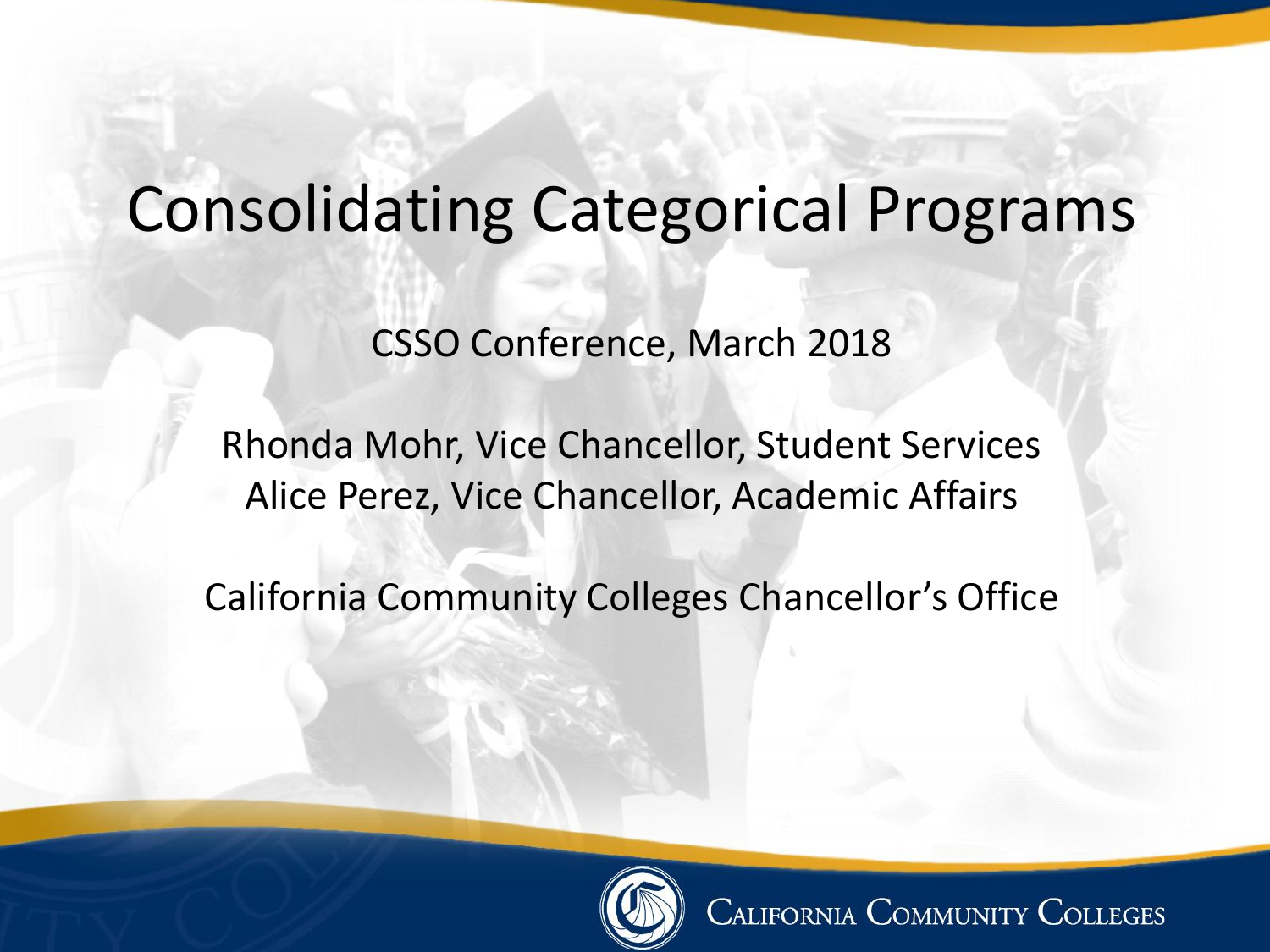# Consolidating Categorical Programs

CSSO Conference, March 2018

Rhonda Mohr, Vice Chancellor, Student Services
Alice Perez, Vice Chancellor, Academic Affairs

California Community Colleges Chancellor's Office

California Community Colleges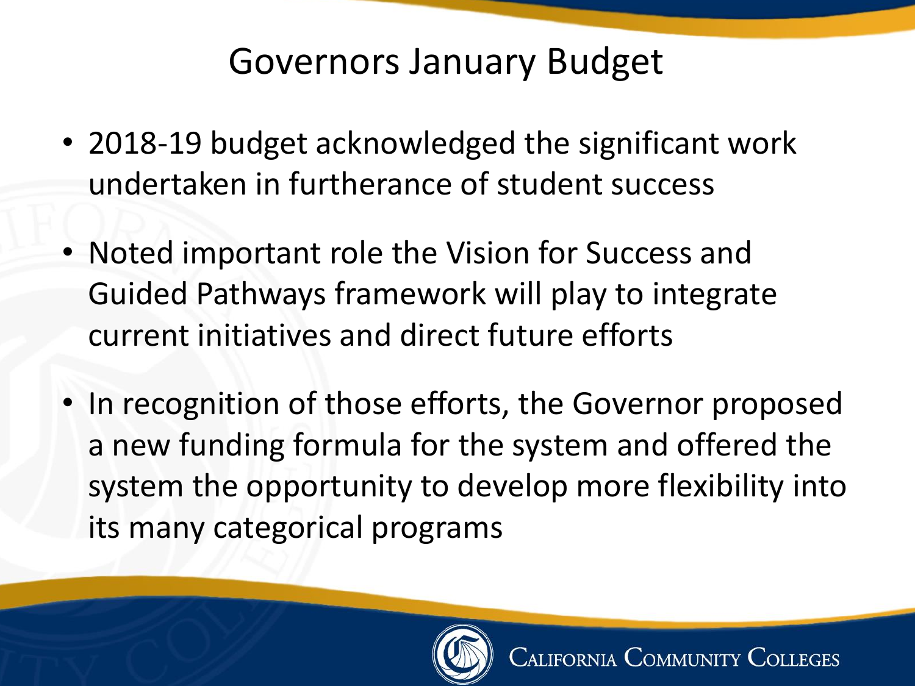# Governors January Budget

- 2018-19 budget acknowledged the significant work undertaken in furtherance of student success
- Noted important role the Vision for Success and Guided Pathways framework will play to integrate current initiatives and direct future efforts
- In recognition of those efforts, the Governor proposed a new funding formula for the system and offered the system the opportunity to develop more flexibility into its many categorical programs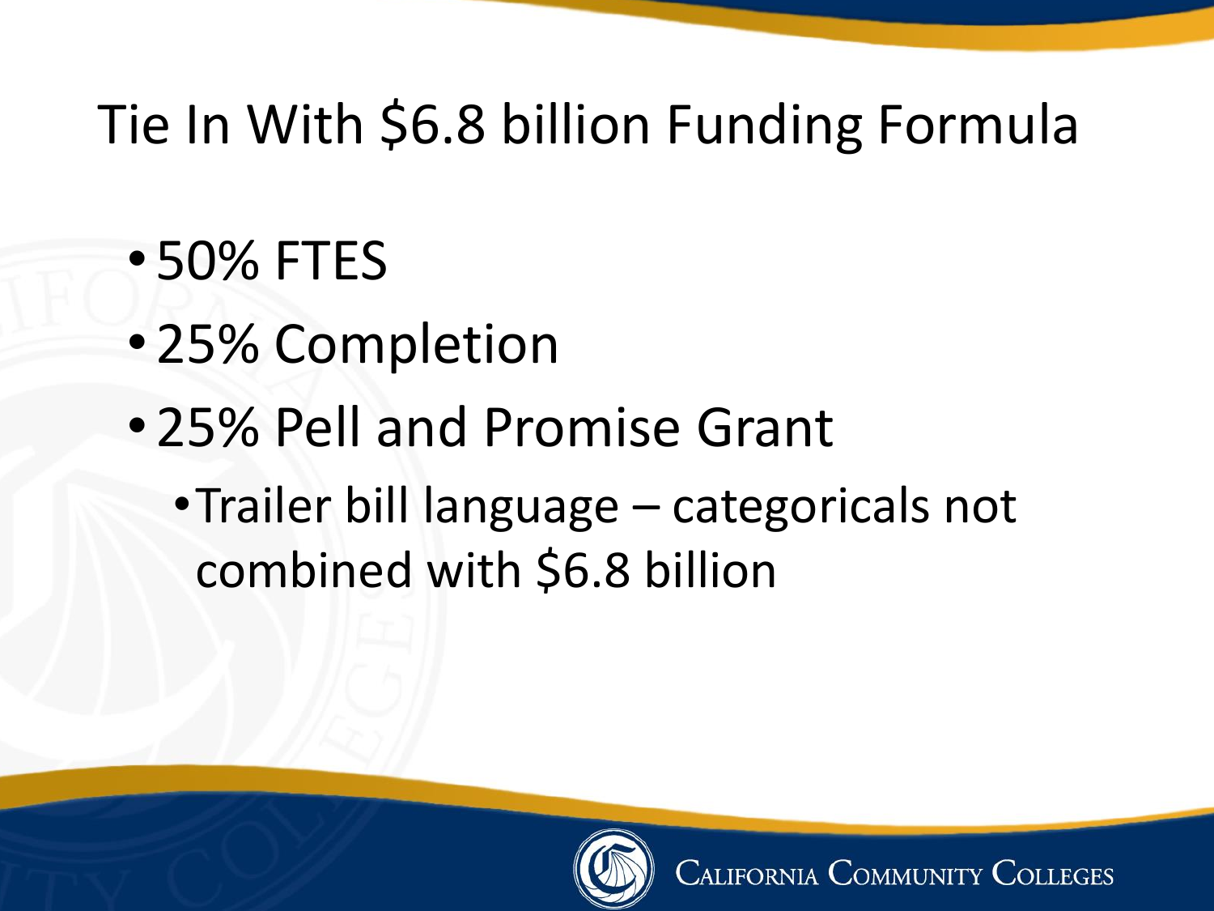# Tie In With $6.8 billion Funding Formula

- 50% FTES
- 25% Completion
- 25% Pell and Promise Grant
  - Trailer bill language – categoricals not combined with $6.8 billion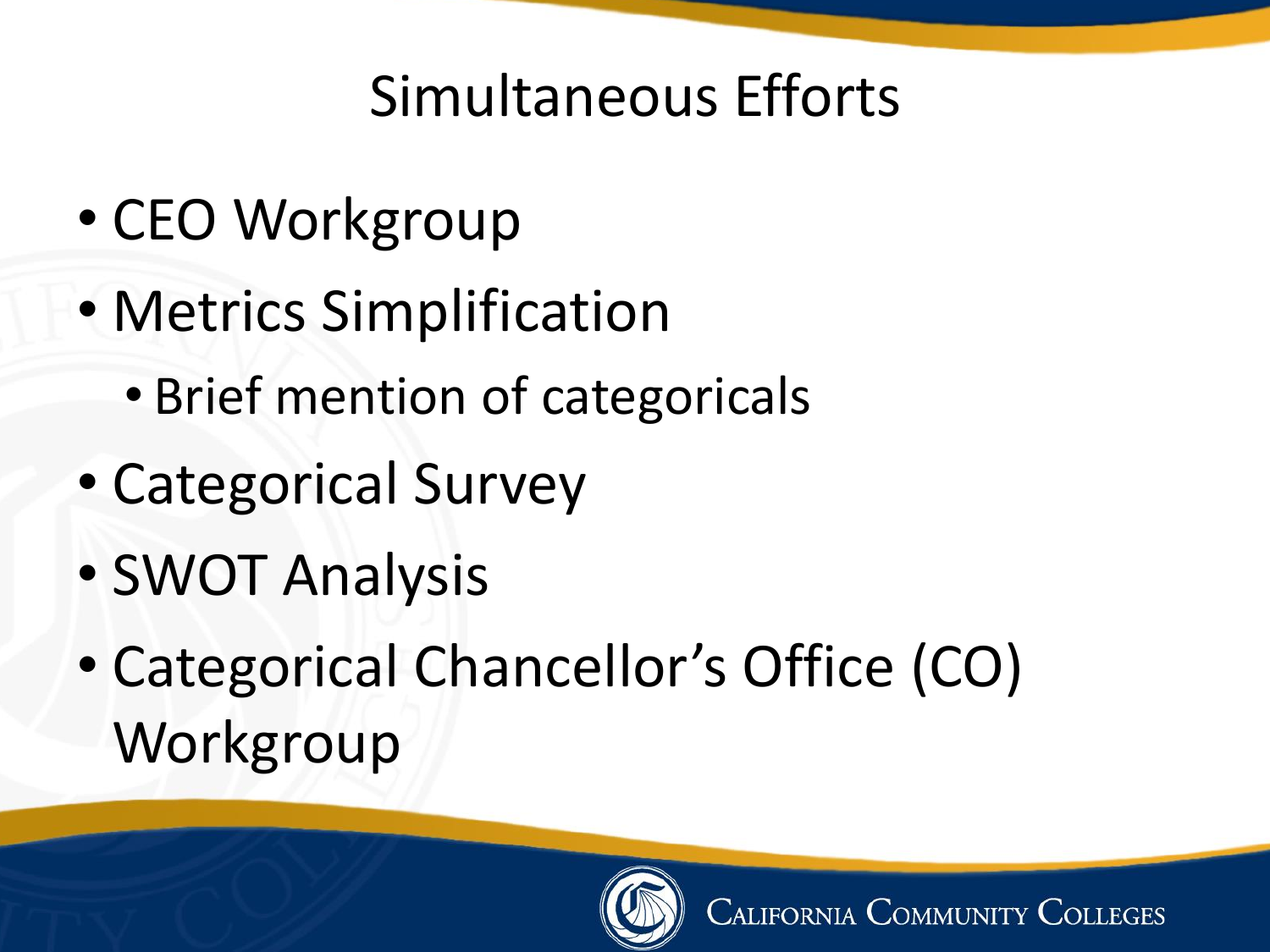# Simultaneous Efforts

- CEO Workgroup
- Metrics Simplification
  - Brief mention of categoricals
- Categorical Survey
- SWOT Analysis
- Categorical Chancellor's Office (CO) Workgroup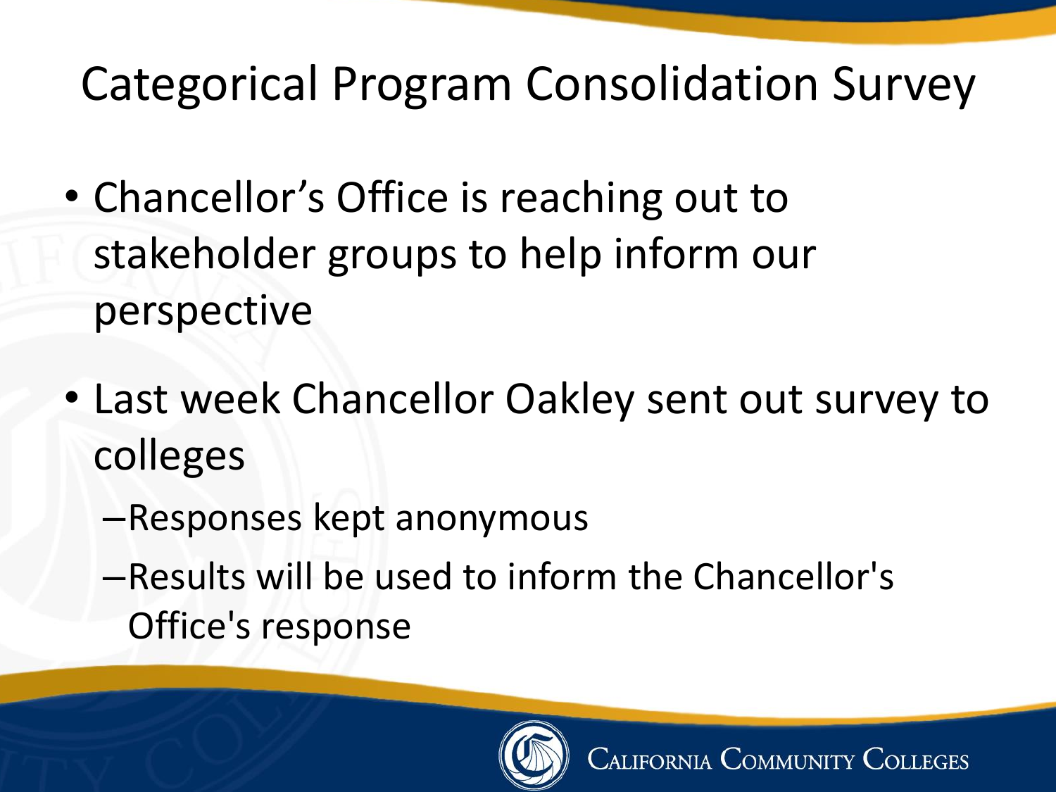# Categorical Program Consolidation Survey

- Chancellor's Office is reaching out to stakeholder groups to help inform our perspective
- Last week Chancellor Oakley sent out survey to colleges
  - Responses kept anonymous
  - Results will be used to inform the Chancellor's Office's response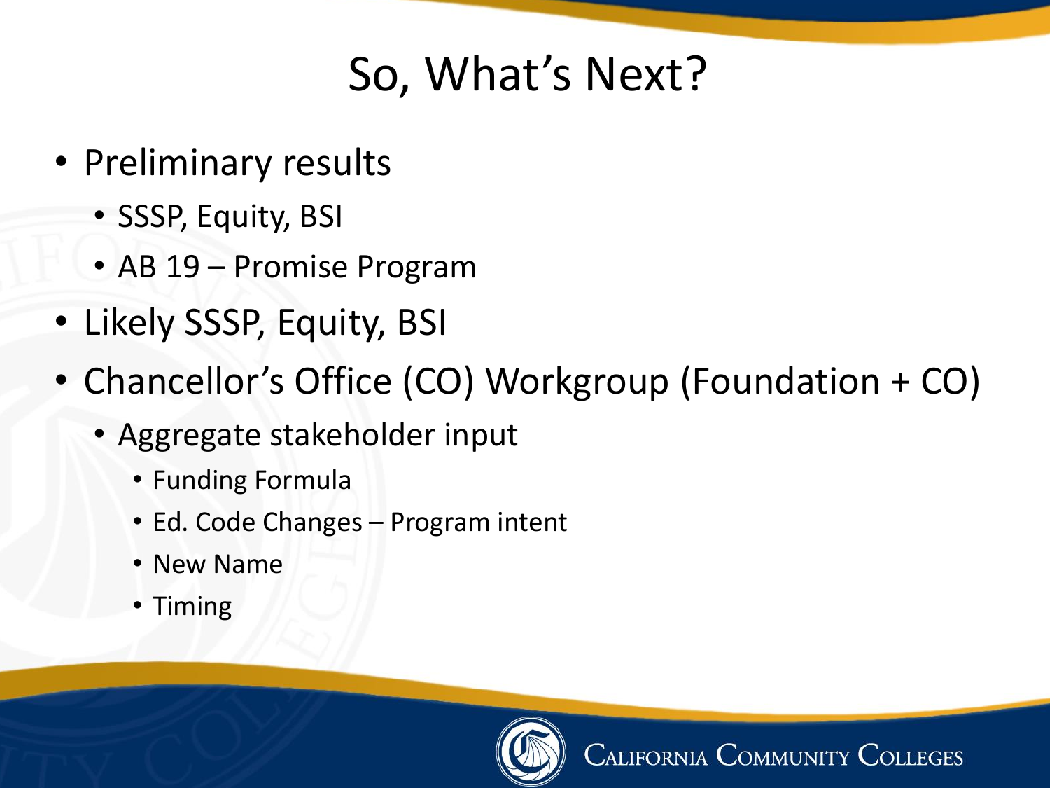# So, What's Next?

- Preliminary results
  - SSSP, Equity, BSI
  - AB 19 – Promise Program
- Likely SSSP, Equity, BSI
- Chancellor's Office (CO) Workgroup (Foundation + CO)
  - Aggregate stakeholder input
    - Funding Formula
    - Ed. Code Changes – Program intent
    - New Name
    - Timing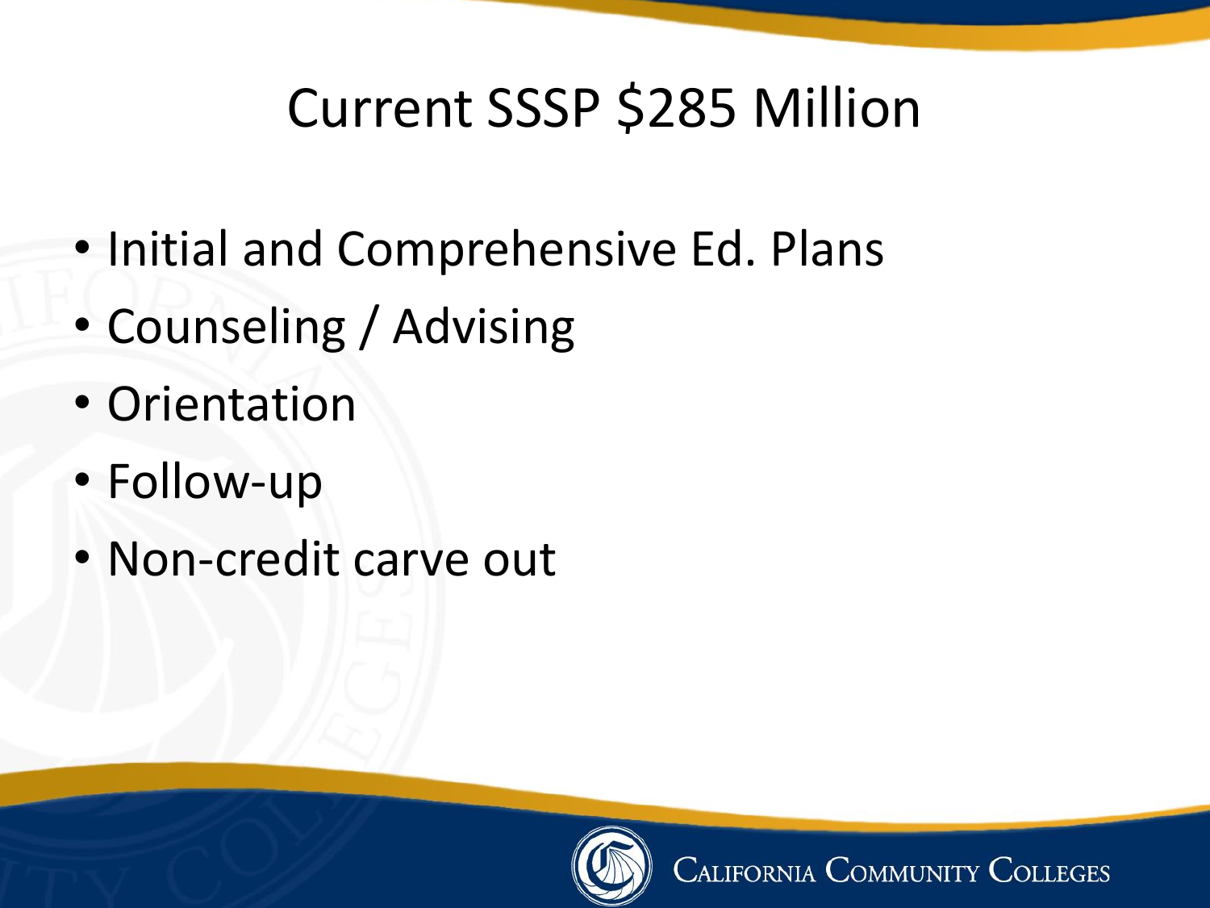# Current SSSP $285 Million

- Initial and Comprehensive Ed. Plans
- Counseling / Advising
- Orientation
- Follow-up
- Non-credit carve out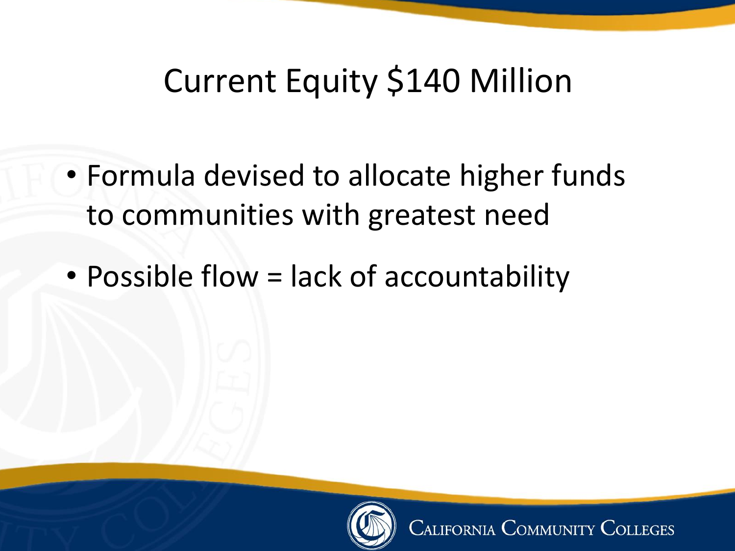# Current Equity $140 Million

- Formula devised to allocate higher funds to communities with greatest need
- Possible flow = lack of accountability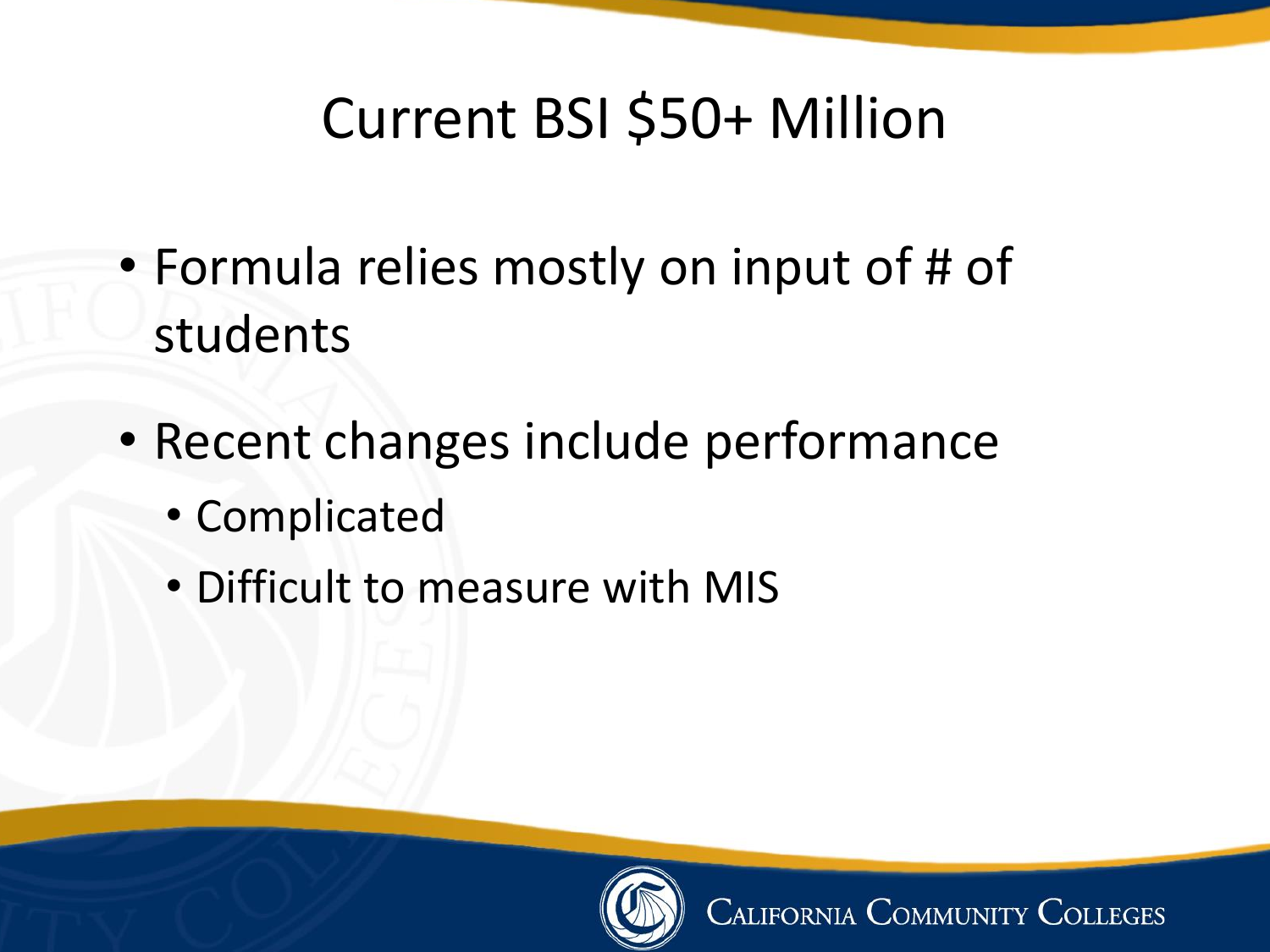# Current BSI $50+ Million

- Formula relies mostly on input of # of students
- Recent changes include performance
  - Complicated
  - Difficult to measure with MIS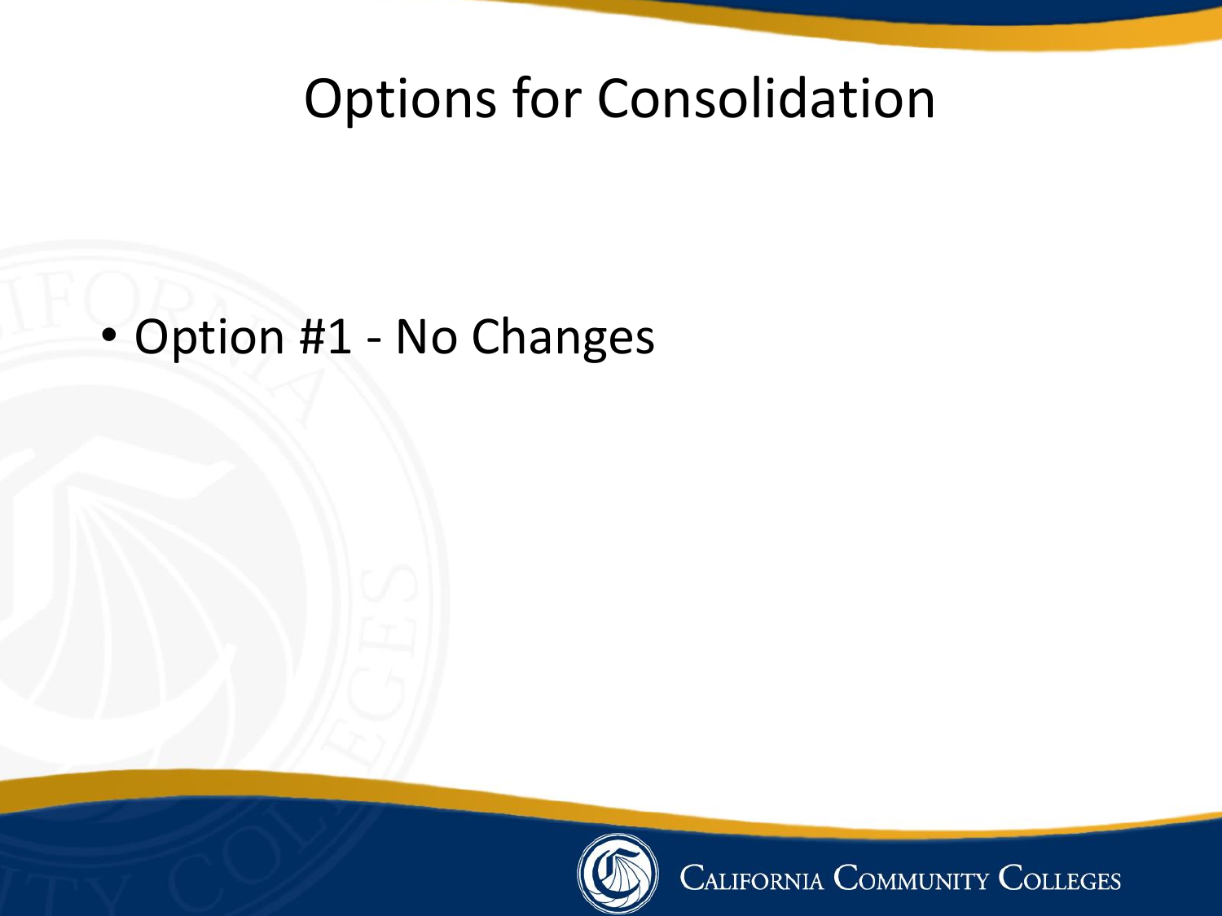# Options for Consolidation

- Option #1 - No Changes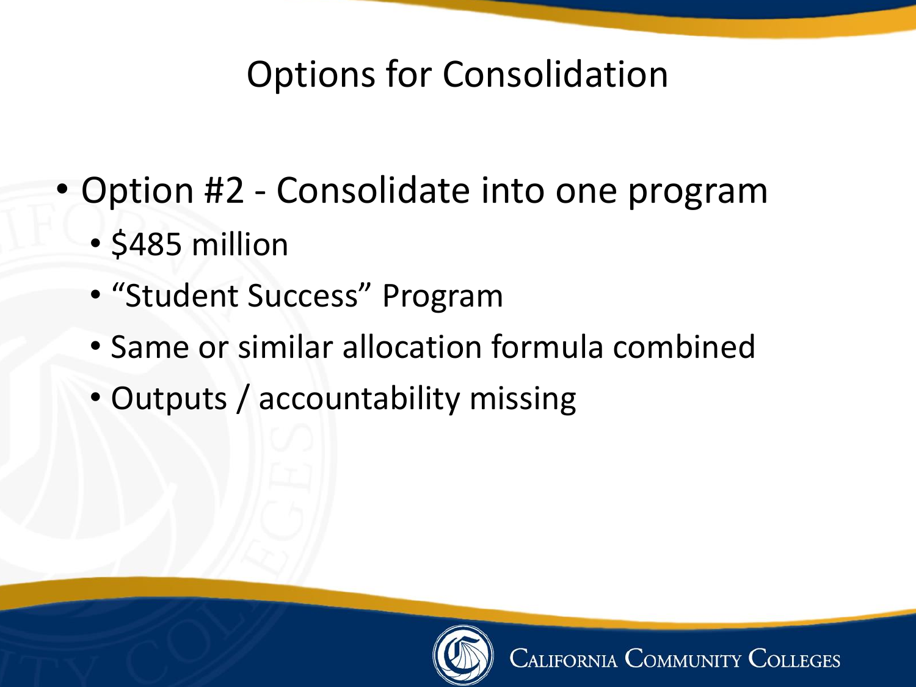# Options for Consolidation

- Option #2 - Consolidate into one program
  - $485 million
  - “Student Success” Program
  - Same or similar allocation formula combined
  - Outputs / accountability missing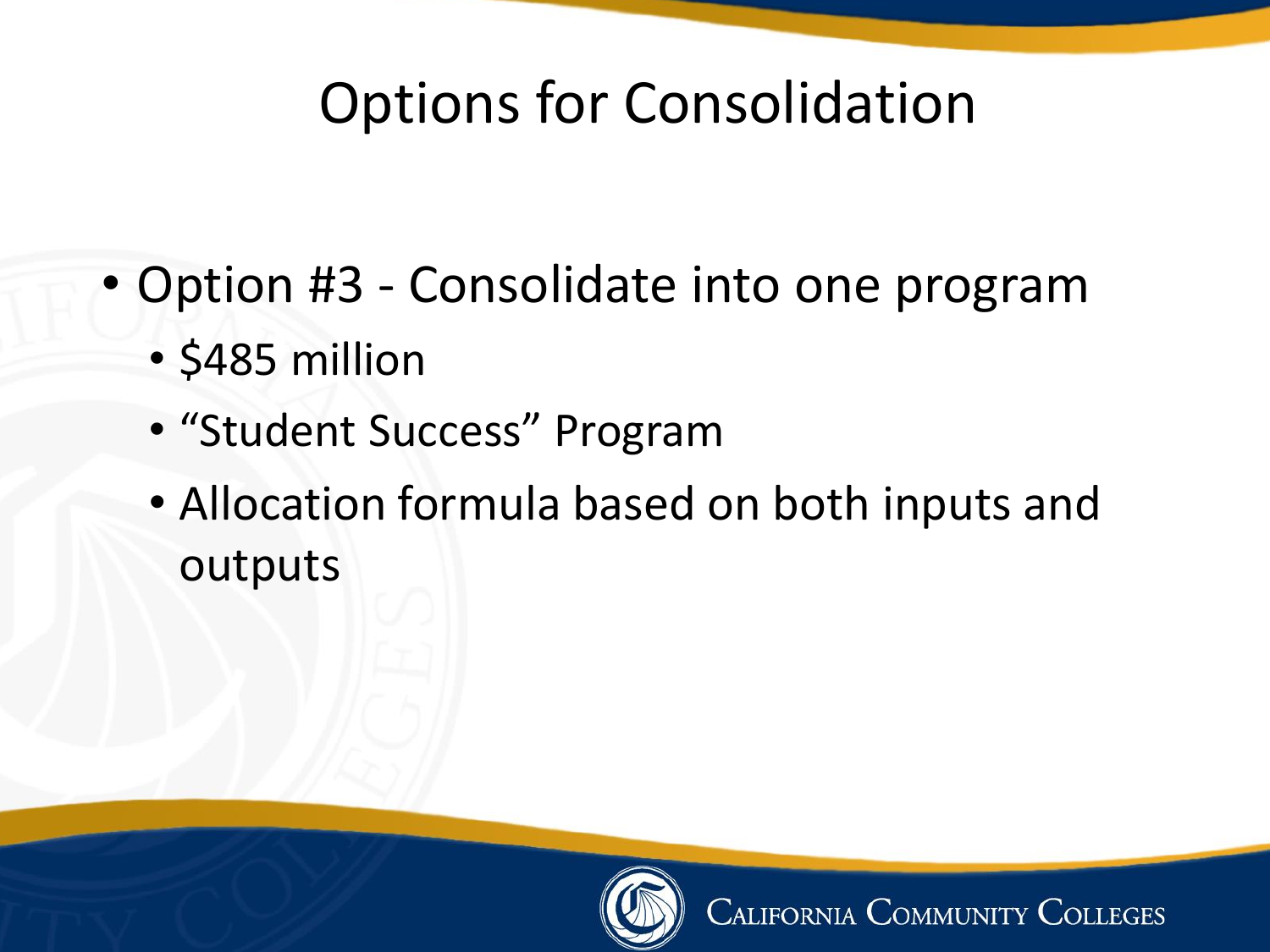# Options for Consolidation

- Option #3 - Consolidate into one program
  - $485 million
  - “Student Success” Program
  - Allocation formula based on both inputs and outputs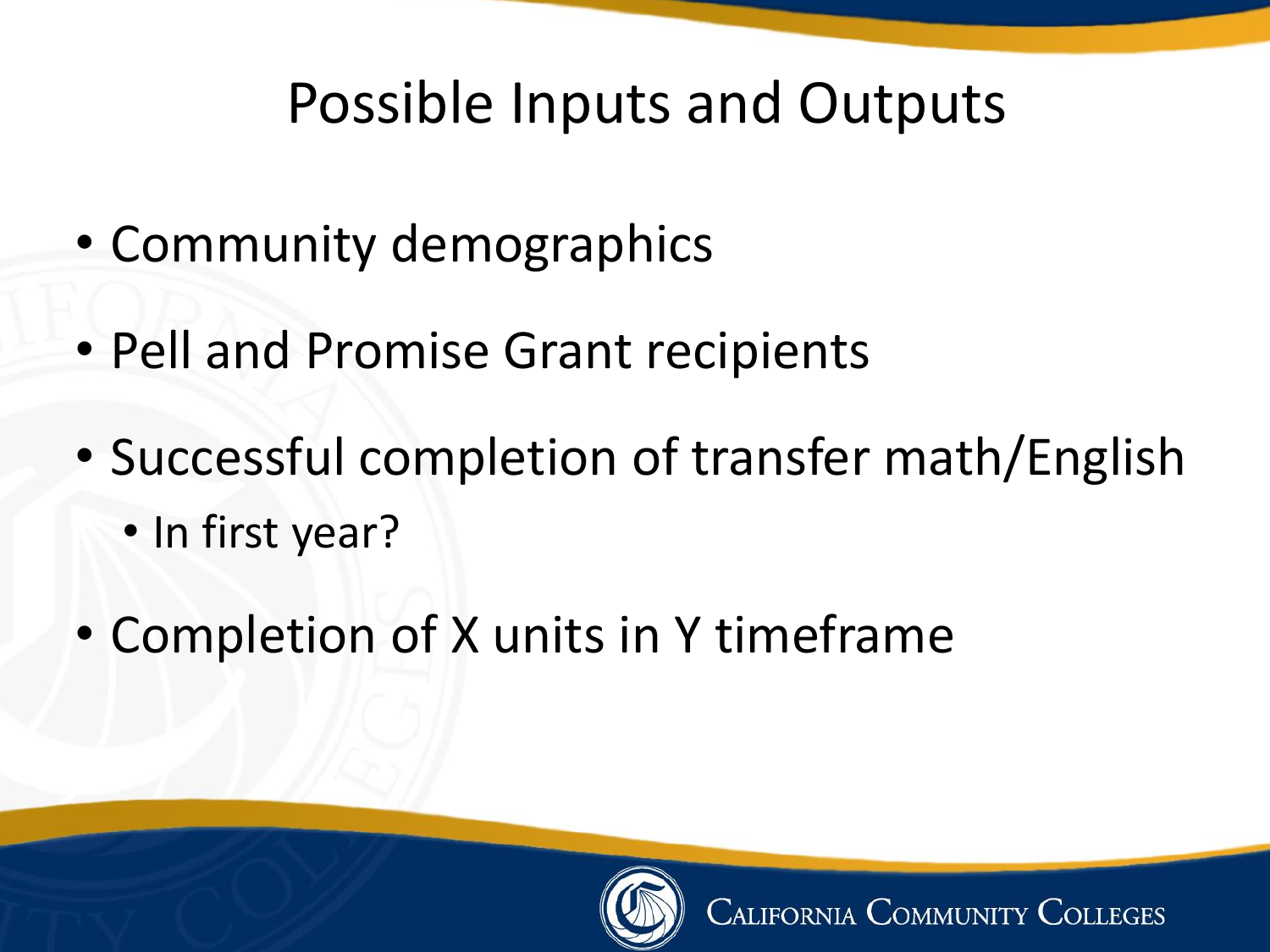# Possible Inputs and Outputs

- Community demographics
- Pell and Promise Grant recipients
- Successful completion of transfer math/English
  - In first year?
- Completion of X units in Y timeframe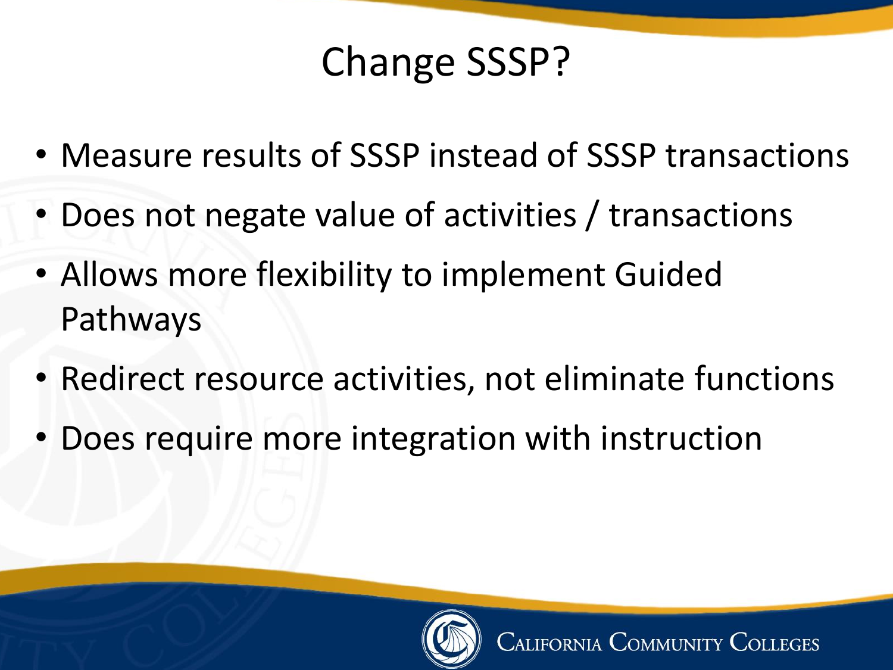# Change SSSP?

- Measure results of SSSP instead of SSSP transactions
- Does not negate value of activities / transactions
- Allows more flexibility to implement Guided Pathways
- Redirect resource activities, not eliminate functions
- Does require more integration with instruction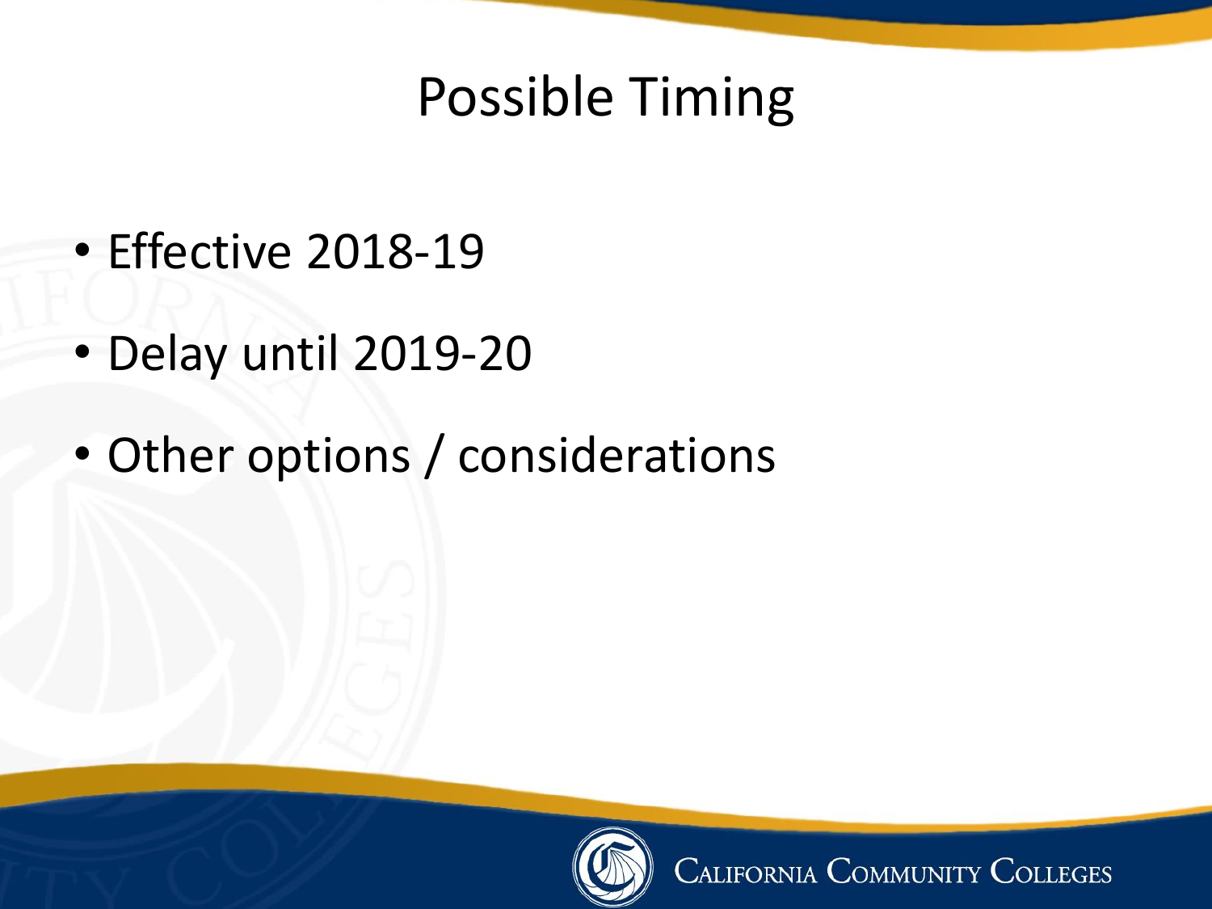# Possible Timing

- Effective 2018-19
- Delay until 2019-20
- Other options / considerations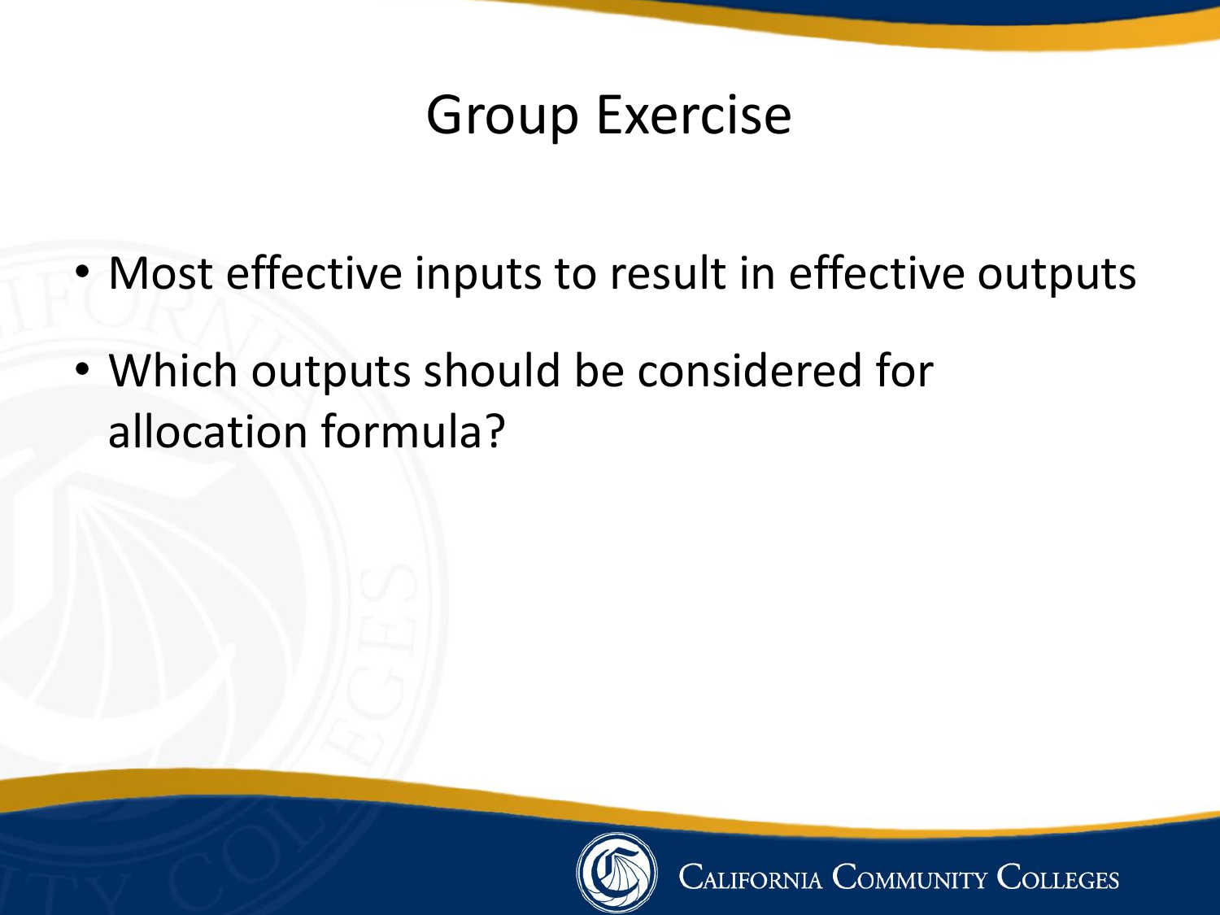# Group Exercise

- Most effective inputs to result in effective outputs
- Which outputs should be considered for allocation formula?